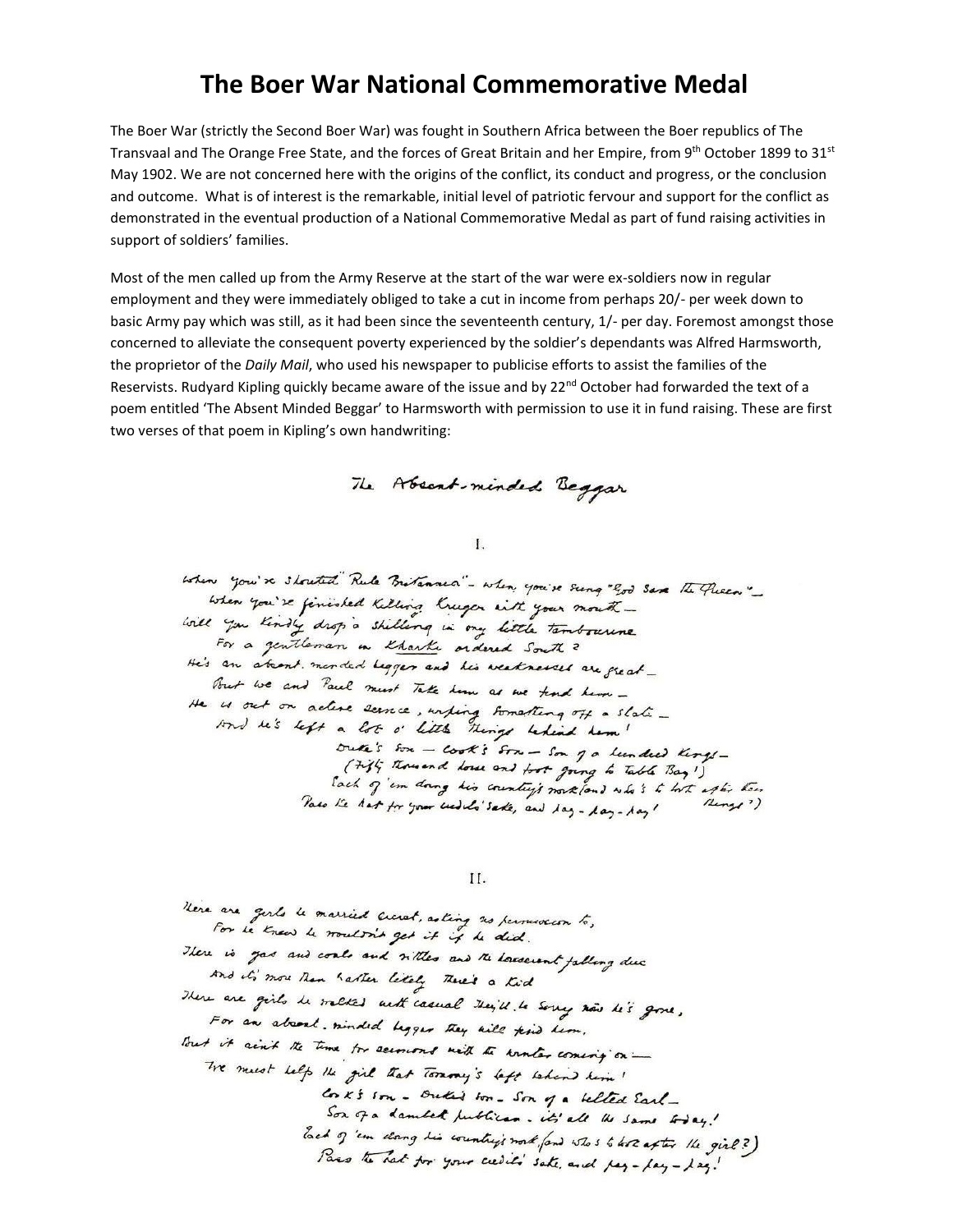# The Boer War National Commemorative Medal

The Boer War (strictly the Second Boer War) was fought in Southern Africa between the Boer republics of The Transvaal and The Orange Free State, and the forces of Great Britain and her Empire, from 9th October 1899 to 31st May 1902. We are not concerned here with the origins of the conflict, its conduct and progress, or the conclusion and outcome. What is of interest is the remarkable, initial level of patriotic fervour and support for the conflict as demonstrated in the eventual production of a National Commemorative Medal as part of fund raising activities in support of soldiers' families.

Most of the men called up from the Army Reserve at the start of the war were ex-soldiers now in regular employment and they were immediately obliged to take a cut in income from perhaps 20/- per week down to basic Army pay which was still, as it had been since the seventeenth century, 1/- per day. Foremost amongst those concerned to alleviate the consequent poverty experienced by the soldier's dependants was Alfred Harmsworth, the proprietor of the *Daily Mail*, who used his newspaper to publicise efforts to assist the families of the Reservists. Rudyard Kipling quickly became aware of the issue and by 22nd October had forwarded the text of a poem entitled 'The Absent Minded Beggar' to Harmsworth with permission to use it in fund raising. These are first two verses of that poem in Kipling's own handwriting:

The Absent-minded Beggar

I.

When you've shouted "Rule Britannia" – when you've sung "God Save the Queen" –
When you've finished killing Kruger with your mouth –
Will you kindly drop a shilling in my little tambourine
For a gentleman in Kharki ordered South?
He's an absent-minded beggar and his weaknesses are great –
But we and Paul must take him as we find him –
He is out on active service, wiping something off a slate –
And he's left a lot o' little things behind him!
Duke's son – cook's son – son of a hundred kings –
(Fifty thousand horse and foot going to Table Bay!)
Each of 'em doing his country's work (and who's to look after their things?)
Pass the hat for your credit's sake, and pay – pay – pay!

II.

There are girls he married secret, asking no permission to,
For he knew he wouldn't get it if he did.
There is gas and coals and vittles and the houserent falling due
And it's more than rather likely there's a kid
There are girls he walked with casual they'll be sorry now he's gone,
For an absent-minded beggar they will find him,
But it ain't the time for sermons with the winter coming on –
We must help the girl that Tommy's left behind him!
Cook's son – Duke's son – son of a belted Earl –
Son of a Lambeth publican – it's all the same today!
Each of 'em doing his country's work (and who's to look after the girl?)
Pass the hat for your credit's sake, and pay – pay – pay!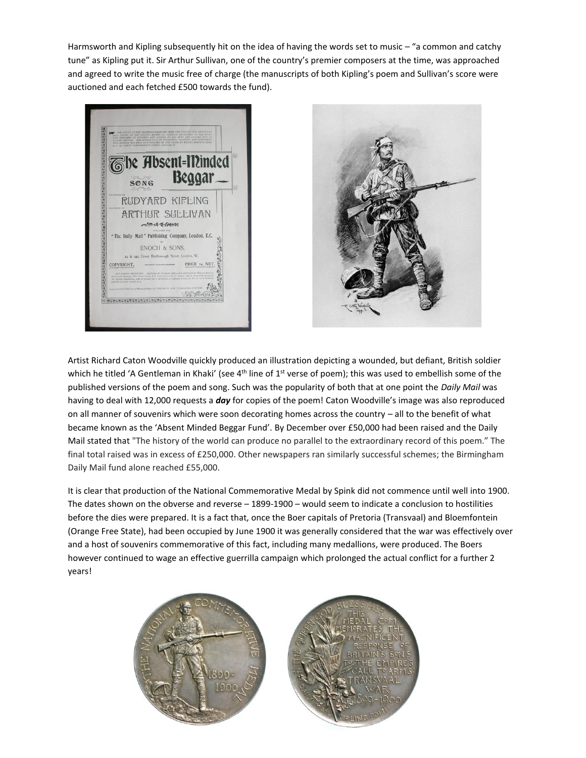Harmsworth and Kipling subsequently hit on the idea of having the words set to music – "a common and catchy tune" as Kipling put it. Sir Arthur Sullivan, one of the country's premier composers at the time, was approached and agreed to write the music free of charge (the manuscripts of both Kipling's poem and Sullivan's score were auctioned and each fetched £500 towards the fund).

Artist Richard Caton Woodville quickly produced an illustration depicting a wounded, but defiant, British soldier which he titled 'A Gentleman in Khaki' (see 4th line of 1st verse of poem); this was used to embellish some of the published versions of the poem and song. Such was the popularity of both that at one point the *Daily Mail* was having to deal with 12,000 requests a ***day*** for copies of the poem! Caton Woodville's image was also reproduced on all manner of souvenirs which were soon decorating homes across the country – all to the benefit of what became known as the 'Absent Minded Beggar Fund'. By December over £50,000 had been raised and the Daily Mail stated that "The history of the world can produce no parallel to the extraordinary record of this poem." The final total raised was in excess of £250,000. Other newspapers ran similarly successful schemes; the Birmingham Daily Mail fund alone reached £55,000.

It is clear that production of the National Commemorative Medal by Spink did not commence until well into 1900. The dates shown on the obverse and reverse – 1899-1900 – would seem to indicate a conclusion to hostilities before the dies were prepared. It is a fact that, once the Boer capitals of Pretoria (Transvaal) and Bloemfontein (Orange Free State), had been occupied by June 1900 it was generally considered that the war was effectively over and a host of souvenirs commemorative of this fact, including many medallions, were produced. The Boers however continued to wage an effective guerrilla campaign which prolonged the actual conflict for a further 2 years!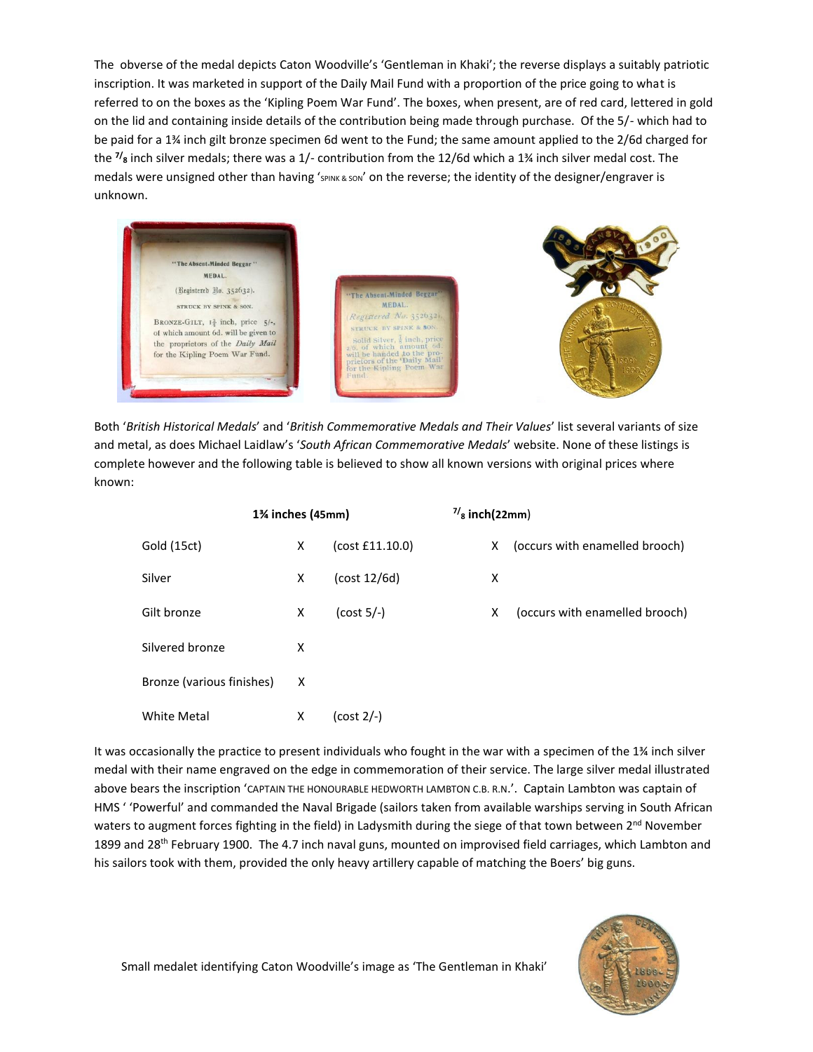The obverse of the medal depicts Caton Woodville's 'Gentleman in Khaki'; the reverse displays a suitably patriotic inscription. It was marketed in support of the Daily Mail Fund with a proportion of the price going to what is referred to on the boxes as the 'Kipling Poem War Fund'. The boxes, when present, are of red card, lettered in gold on the lid and containing inside details of the contribution being made through purchase. Of the 5/- which had to be paid for a 1¾ inch gilt bronze specimen 6d went to the Fund; the same amount applied to the 2/6d charged for the 7/8 inch silver medals; there was a 1/- contribution from the 12/6d which a 1¾ inch silver medal cost. The medals were unsigned other than having 'SPINK & SON' on the reverse; the identity of the designer/engraver is unknown.

Both '*British Historical Medals*' and '*British Commemorative Medals and Their Values*' list several variants of size and metal, as does Michael Laidlaw's '*South African Commemorative Medals*' website. None of these listings is complete however and the following table is believed to show all known versions with original prices where known:

| | 1¾ inches (45mm) | | 7/8 inch(22mm) | |
|---|---|---|---|---|
| Gold (15ct) | X | (cost £11.10.0) | X | (occurs with enamelled brooch) |
| Silver | X | (cost 12/6d) | X | |
| Gilt bronze | X | (cost 5/-) | X | (occurs with enamelled brooch) |
| Silvered bronze | X | | | |
| Bronze (various finishes) | X | | | |
| White Metal | X | (cost 2/-) | | |

It was occasionally the practice to present individuals who fought in the war with a specimen of the 1¾ inch silver medal with their name engraved on the edge in commemoration of their service. The large silver medal illustrated above bears the inscription 'CAPTAIN THE HONOURABLE HEDWORTH LAMBTON C.B. R.N.'. Captain Lambton was captain of HMS ' 'Powerful' and commanded the Naval Brigade (sailors taken from available warships serving in South African waters to augment forces fighting in the field) in Ladysmith during the siege of that town between 2nd November 1899 and 28th February 1900. The 4.7 inch naval guns, mounted on improvised field carriages, which Lambton and his sailors took with them, provided the only heavy artillery capable of matching the Boers' big guns.

Small medalet identifying Caton Woodville's image as 'The Gentleman in Khaki'